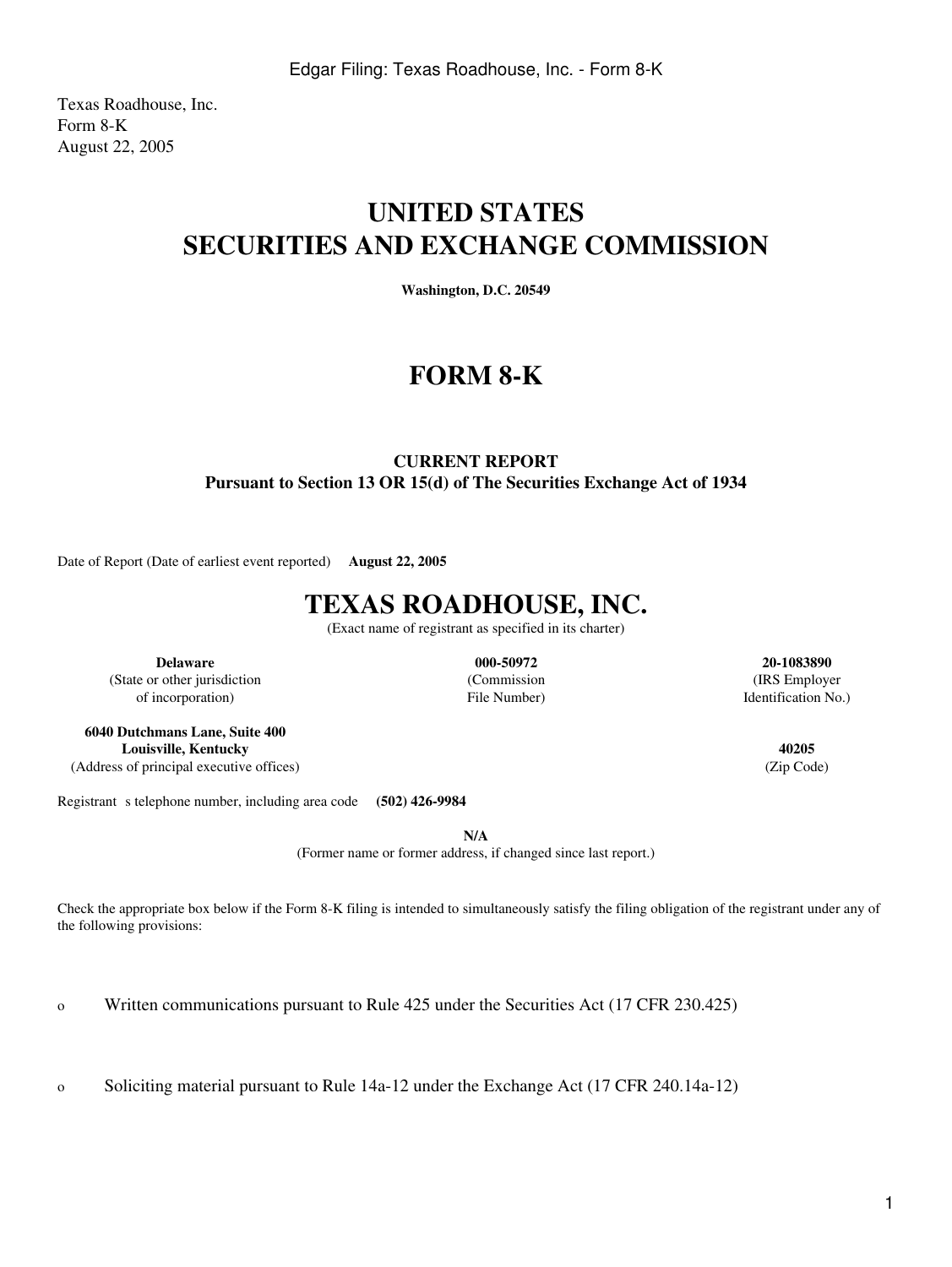Texas Roadhouse, Inc.
Form 8-K
August 22, 2005

# UNITED STATES
# SECURITIES AND EXCHANGE COMMISSION

**Washington, D.C. 20549**

# FORM 8-K

**CURRENT REPORT**
**Pursuant to Section 13 OR 15(d) of The Securities Exchange Act of 1934**

Date of Report (Date of earliest event reported) **August 22, 2005**

# TEXAS ROADHOUSE, INC.

(Exact name of registrant as specified in its charter)

| **Delaware** | **000-50972** | **20-1083890** |
|---|---|---|
| (State or other jurisdiction of incorporation) | (Commission File Number) | (IRS Employer Identification No.) |

| **6040 Dutchmans Lane, Suite 400 Louisville, Kentucky** | **40205** |
|---|---|
| (Address of principal executive offices) | (Zip Code) |

Registrant s telephone number, including area code **(502) 426-9984**

**N/A**
(Former name or former address, if changed since last report.)

Check the appropriate box below if the Form 8-K filing is intended to simultaneously satisfy the filing obligation of the registrant under any of the following provisions:

o Written communications pursuant to Rule 425 under the Securities Act (17 CFR 230.425)

o Soliciting material pursuant to Rule 14a-12 under the Exchange Act (17 CFR 240.14a-12)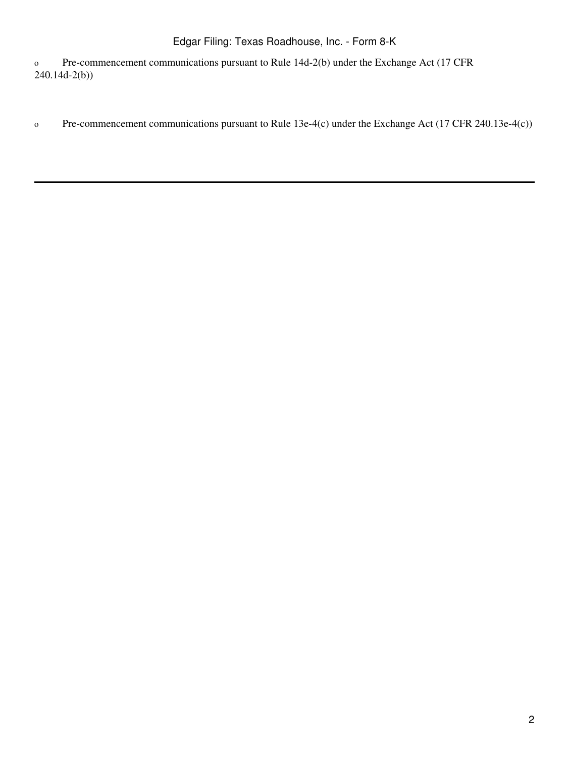o Pre-commencement communications pursuant to Rule 14d-2(b) under the Exchange Act (17 CFR 240.14d-2(b))

o Pre-commencement communications pursuant to Rule 13e-4(c) under the Exchange Act (17 CFR 240.13e-4(c))

---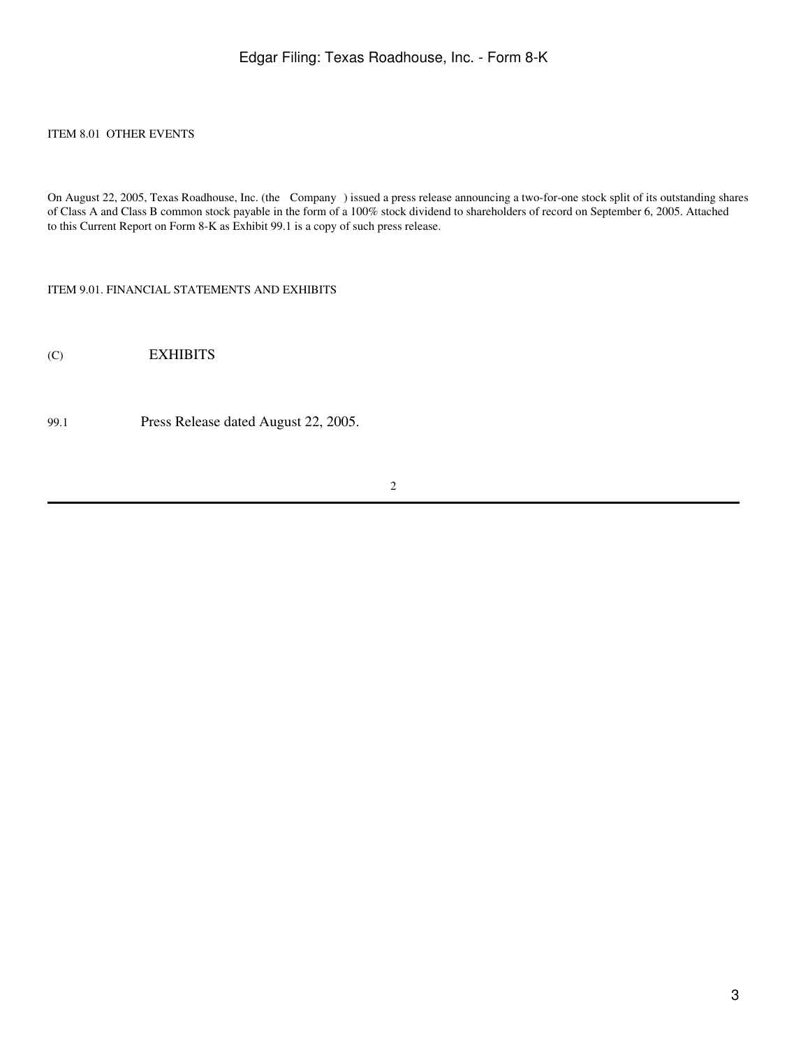ITEM 8.01 OTHER EVENTS

On August 22, 2005, Texas Roadhouse, Inc. (the Company ) issued a press release announcing a two-for-one stock split of its outstanding shares of Class A and Class B common stock payable in the form of a 100% stock dividend to shareholders of record on September 6, 2005. Attached to this Current Report on Form 8-K as Exhibit 99.1 is a copy of such press release.

ITEM 9.01. FINANCIAL STATEMENTS AND EXHIBITS

(C) EXHIBITS

99.1 Press Release dated August 22, 2005.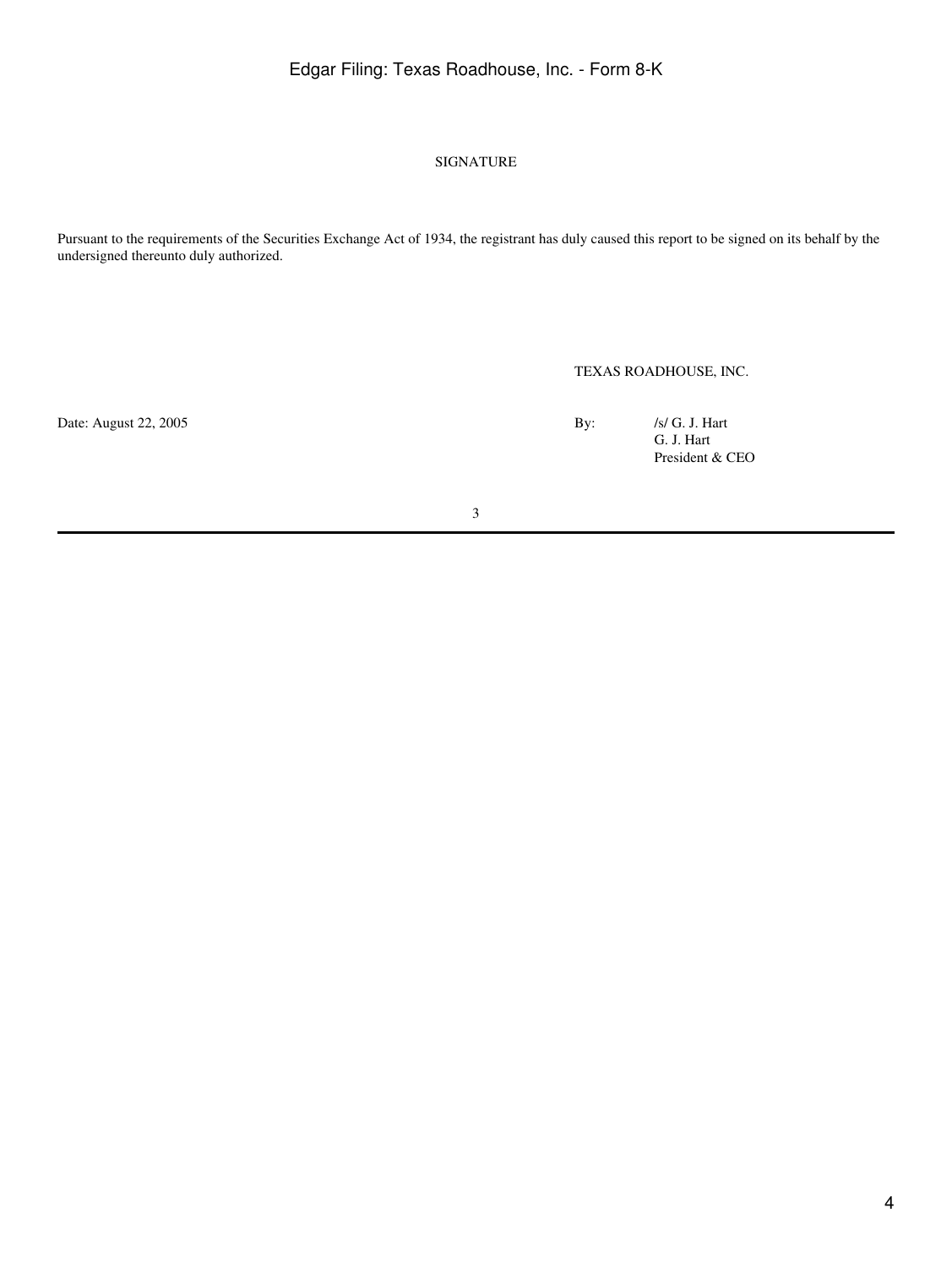SIGNATURE

Pursuant to the requirements of the Securities Exchange Act of 1934, the registrant has duly caused this report to be signed on its behalf by the undersigned thereunto duly authorized.

TEXAS ROADHOUSE, INC.

Date: August 22, 2005

By: /s/ G. J. Hart
G. J. Hart
President & CEO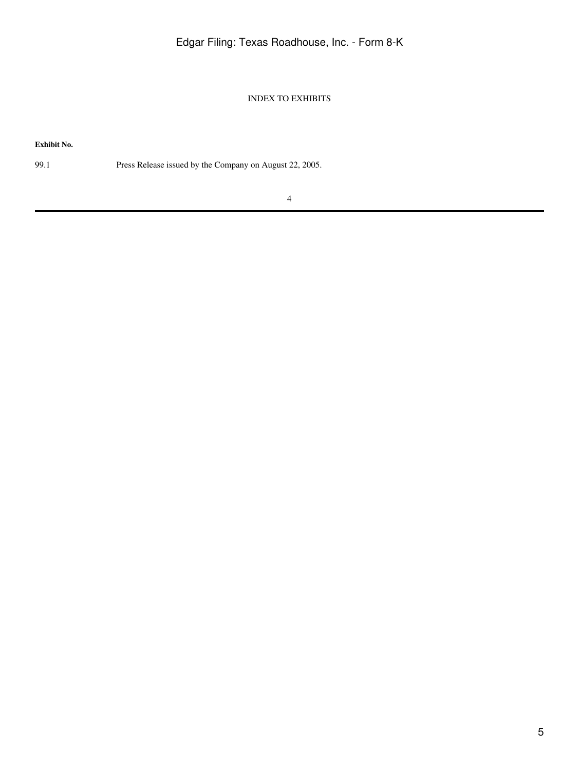INDEX TO EXHIBITS

| Exhibit No. | |
|---|---|
| 99.1 | Press Release issued by the Company on August 22, 2005. |